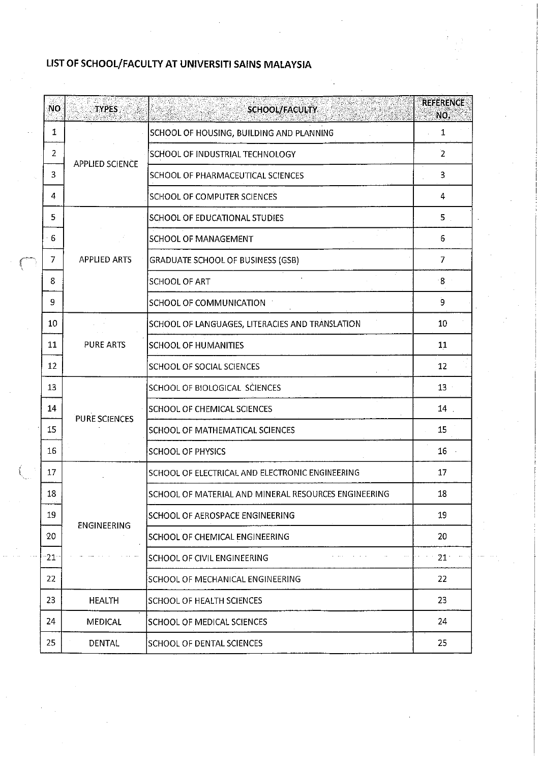# LIST OF SCHOOL/FACULTY AT UNIVERSITI SAINS MALAYSIA

| NO | TYPES | SCHOOL/FACULTY | REFERENCE NO. |
|---|---|---|---|
| 1 | APPLIED SCIENCE | SCHOOL OF HOUSING, BUILDING AND PLANNING | 1 |
| 2 | | SCHOOL OF INDUSTRIAL TECHNOLOGY | 2 |
| 3 | | SCHOOL OF PHARMACEUTICAL SCIENCES | 3 |
| 4 | | SCHOOL OF COMPUTER SCIENCES | 4 |
| 5 | APPLIED ARTS | SCHOOL OF EDUCATIONAL STUDIES | 5 |
| 6 | | SCHOOL OF MANAGEMENT | 6 |
| 7 | | GRADUATE SCHOOL OF BUSINESS (GSB) | 7 |
| 8 | | SCHOOL OF ART | 8 |
| 9 | | SCHOOL OF COMMUNICATION | 9 |
| 10 | PURE ARTS | SCHOOL OF LANGUAGES, LITERACIES AND TRANSLATION | 10 |
| 11 | | SCHOOL OF HUMANITIES | 11 |
| 12 | | SCHOOL OF SOCIAL SCIENCES | 12 |
| 13 | PURE SCIENCES | SCHOOL OF BIOLOGICAL SCIENCES | 13 |
| 14 | | SCHOOL OF CHEMICAL SCIENCES | 14 |
| 15 | | SCHOOL OF MATHEMATICAL SCIENCES | 15 |
| 16 | | SCHOOL OF PHYSICS | 16 |
| 17 | ENGINEERING | SCHOOL OF ELECTRICAL AND ELECTRONIC ENGINEERING | 17 |
| 18 | | SCHOOL OF MATERIAL AND MINERAL RESOURCES ENGINEERING | 18 |
| 19 | | SCHOOL OF AEROSPACE ENGINEERING | 19 |
| 20 | | SCHOOL OF CHEMICAL ENGINEERING | 20 |
| 21 | | SCHOOL OF CIVIL ENGINEERING | 21 |
| 22 | | SCHOOL OF MECHANICAL ENGINEERING | 22 |
| 23 | HEALTH | SCHOOL OF HEALTH SCIENCES | 23 |
| 24 | MEDICAL | SCHOOL OF MEDICAL SCIENCES | 24 |
| 25 | DENTAL | SCHOOL OF DENTAL SCIENCES | 25 |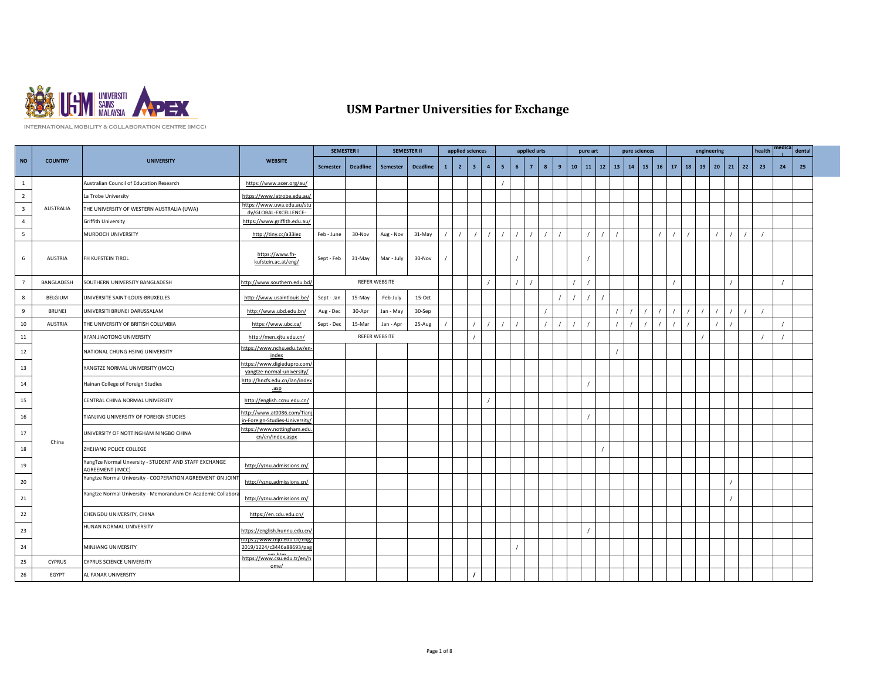# USM Partner Universities for Exchange

INTERNATIONAL MOBILITY & COLLABORATION CENTRE (IMCC)

| NO | COUNTRY | UNIVERSITY | WEBSITE | SEMESTER I | | SEMESTER II | | applied sciences | | | | applied arts | | | | | pure art | | | pure sciences | | | | engineering | | | | | | health | medical | dental |
|---|---|---|---|---|---|---|---|---|---|---|---|---|---|---|---|---|---|---|---|---|---|---|---|---|---|---|---|---|---|---|---|---|
| | | | | Semester | Deadline | Semester | Deadline | 1 | 2 | 3 | 4 | 5 | 6 | 7 | 8 | 9 | 10 | 11 | 12 | 13 | 14 | 15 | 16 | 17 | 18 | 19 | 20 | 21 | 22 | 23 | 24 | 25 |
| 1 | AUSTRALIA | Australian Council of Education Research | https://www.acer.org/au/ | | | | | | | | | / | | | | | | | | | | | | | | | | | | | | |
| 2 | | La Trobe University | https://www.latrobe.edu.au/ | | | | | | | | | | | | | | | | | | | | | | | | | | | | | |
| 3 | | THE UNIVERSITY OF WESTERN AUSTRALIA (UWA) | https://www.uwa.edu.au/study/GLOBAL-EXCELLENCE- | | | | | | | | | | | | | | | | | | | | | | | | | | | | | |
| 4 | | Griffith University | https://www.griffith.edu.au/ | | | | | | | | | | | | | | | | | | | | | | | | | | | | | |
| 5 | | MURDOCH UNIVERSITY | http://tiny.cc/a33iez | Feb - June | 30-Nov | Aug - Nov | 31-May | / | / | / | / | / | / | / | / | / | | / | / | / | | | / | / | / | | / | / | / | / | | |
| 6 | AUSTRIA | FH KUFSTEIN TIROL | https://www.fh-kufstein.ac.at/eng/ | Sept - Feb | 31-May | Mar - July | 30-Nov | / | | | | | / | | | | | / | | | | | | | | | | | | | | |
| 7 | BANGLADESH | SOUTHERN UNIVERSITY BANGLADESH | http://www.southern.edu.bd/ | REFER WEBSITE | | | | | | | / | | / | / | | | / | / | | | | | | / | | | | / | | | / | |
| 8 | BELGIUM | UNIVERSITE SAINT-LOUIS-BRUXELLES | http://www.usaintlouis.be/ | Sept - Jan | 15-May | Feb-July | 15-Oct | | | | | | | | | / | / | / | / | | | | | | | | | | | | | |
| 9 | BRUNEI | UNIVERSITI BRUNEI DARUSSALAM | http://www.ubd.edu.bn/ | Aug - Dec | 30-Apr | Jan - May | 30-Sep | | | | | | | | / | | | | | / | / | / | / | / | / | / | / | / | / | / | | |
| 10 | AUSTRIA | THE UNIVERSITY OF BRITISH COLUMBIA | https://www.ubc.ca/ | Sept - Dec | 15-Mar | Jan - Apr | 25-Aug | / | | / | / | / | / | | / | / | / | / | | / | / | / | / | / | / | | / | / | | | / | |
| 11 | China | XI'AN JIAOTONG UNIVERSITY | http://men.xjtu.edu.cn/ | REFER WEBSITE | | | | | | / | | | | | | | | | | | | | | | | / | | | | / | / | |
| 12 | | NATIONAL CHUNG HSING UNIVERSITY | https://www.nchu.edu.tw/en-index | | | | | | | | | | | | | | | | | / | | | | | | | | | | | | |
| 13 | | YANGTZE NORMAL UNIVERSITY (IMCC) | https://www.digiedupro.com/yangtze-normal-university/ | | | | | | | | | | | | | | | | | | | | | | | | | | | | | |
| 14 | | Hainan College of Foreign Studies | http://hncfs.edu.cn/lan/index.asp | | | | | | | | | | | | | | | / | | | | | | | | | | | | | | |
| 15 | | CENTRAL CHINA NORMAL UNIVERSITY | http://english.ccnu.edu.cn/ | | | | | | | | / | | | | | | | | | | | | | | | | | | | | | |
| 16 | | TIANJING UNIVERSITY OF FOREIGN STUDIES | http://www.at0086.com/Tianjin-Foreign-Studies-University/ | | | | | | | | | | | | | | | / | | | | | | | | | | | | | | |
| 17 | | UNIVERSITY OF NOTTINGHAM NINGBO CHINA | https://www.nottingham.edu.cn/en/index.aspx | | | | | | | | | | | | | | | | | | | | | | | | | | | | | |
| 18 | | ZHEJIANG POLICE COLLEGE | | | | | | | | | | | | | | | | | / | | | | | | | | | | | | | |
| 19 | | YangTze Normal Unversity - STUDENT AND STAFF EXCHANGE AGREEMENT (IMCC) | http://yznu.admissions.cn/ | | | | | | | | | | | | | | | | | | | | | | | | | | | | | |
| 20 | | Yangtze Normal University - COOPERATION AGREEMENT ON JOINT | http://yznu.admissions.cn/ | | | | | | | | | | | | | | | | | | | | | | | | | / | | | | |
| 21 | | Yangtze Normal University - Memorandum On Academic Collabora | http://yznu.admissions.cn/ | | | | | | | | | | | | | | | | | | | | | | | | | / | | | | |
| 22 | | CHENGDU UNIVERSITY, CHINA | https://en.cdu.edu.cn/ | | | | | | | | | | | | | | | | | | | | | | | | | | | | | |
| 23 | | HUNAN NORMAL UNIVERSITY | https://english.hunnu.edu.cn/ | | | | | | | | | | | | | | | / | | | | | | | | | | | | | | |
| 24 | | MINJIANG UNIVERSITY | http://www.mju.edu.cn/Eng/2019/1224/c3446a88693/page.htm | | | | | | | | | | / | | | | | | | | | | | | | | | | | | | |
| 25 | CYPRUS | CYPRUS SCIENCE UNIVERSITY | https://www.csu.edu.tr/en/home/ | | | | | | | | | | | | | | | | | | | | | | | | | | | | | |
| 26 | EGYPT | AL FANAR UNIVERSITY | | | | | | | | / | | | | | | | | | | | | | | | | | | | | | | |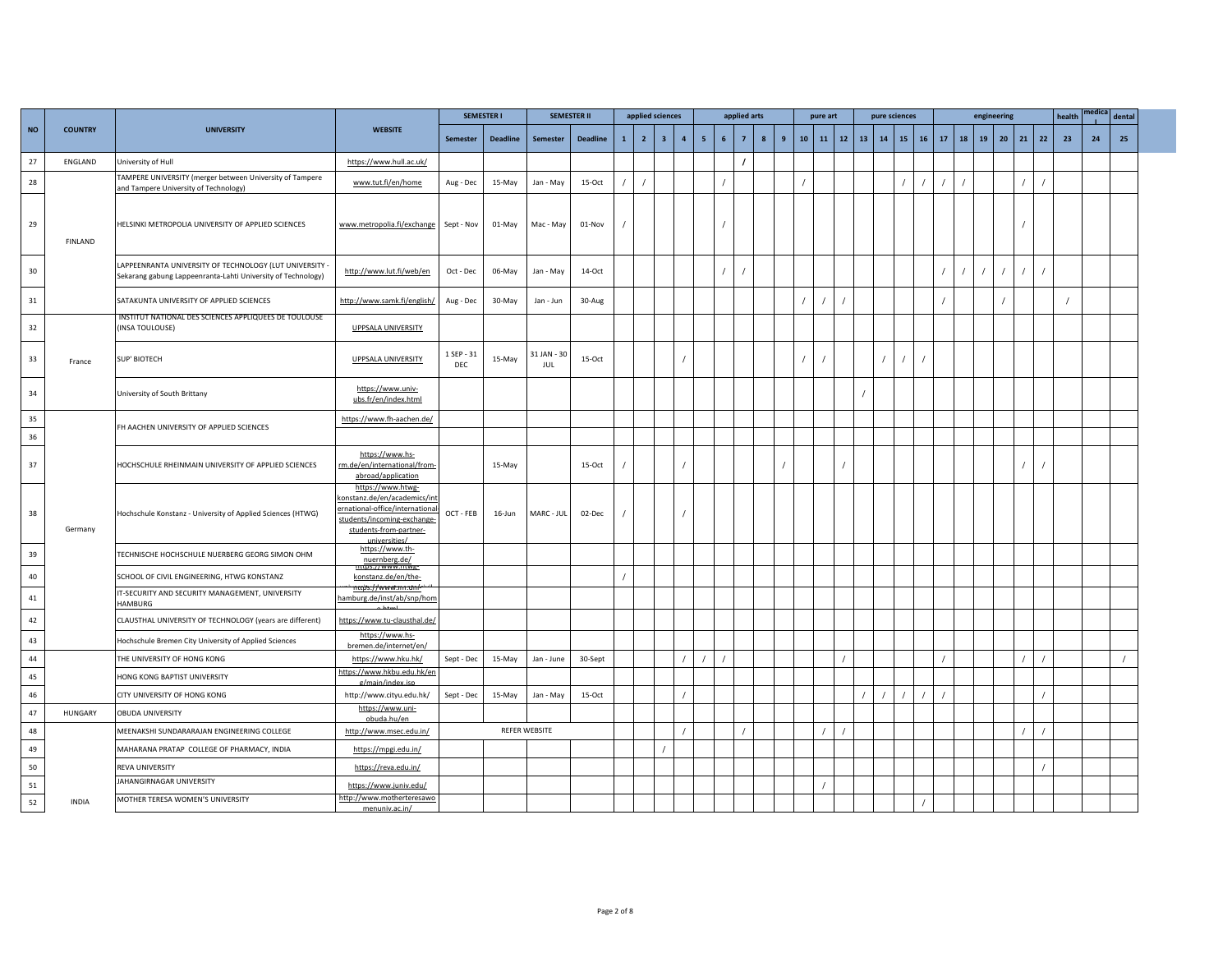| NO | COUNTRY | UNIVERSITY | WEBSITE | SEMESTER I | | SEMESTER II | | applied sciences | | | | applied arts | | | | | pure art | | | pure sciences | | | | engineering | | | | | | health | medical | dental |
|---|---|---|---|---|---|---|---|---|---|---|---|---|---|---|---|---|---|---|---|---|---|---|---|---|---|---|---|---|---|---|---|---|
| | | | | Semester | Deadline | Semester | Deadline | 1 | 2 | 3 | 4 | 5 | 6 | 7 | 8 | 9 | 10 | 11 | 12 | 13 | 14 | 15 | 16 | 17 | 18 | 19 | 20 | 21 | 22 | 23 | 24 | 25 |
| 27 | ENGLAND | University of Hull | https://www.hull.ac.uk/ | | | | | | | | | | | / | | | | | | | | | | | | | | | | | | |
| 28 | FINLAND | TAMPERE UNIVERSITY (merger between University of Tampere and Tampere University of Technology) | www.tut.fi/en/home | Aug - Dec | 15-May | Jan - May | 15-Oct | / | / | | | | / | | | | / | | | | | / | / | / | / | | | / | / | | | |
| 29 | | HELSINKI METROPOLIA UNIVERSITY OF APPLIED SCIENCES | www.metropolia.fi/exchange | Sept - Nov | 01-May | Mac - May | 01-Nov | / | | | | | / | | | | | | | | | | | | | | | / | | | | |
| 30 | | LAPPEENRANTA UNIVERSITY OF TECHNOLOGY (LUT UNIVERSITY - Sekarang gabung Lappeenranta-Lahti University of Technology) | http://www.lut.fi/web/en | Oct - Dec | 06-May | Jan - May | 14-Oct | | | | | | / | / | | | | | | | | | | / | / | / | / | / | / | | | |
| 31 | | SATAKUNTA UNIVERSITY OF APPLIED SCIENCES | http://www.samk.fi/english/ | Aug - Dec | 30-May | Jan - Jun | 30-Aug | | | | | | | | | | / | / | / | | | | | / | | | / | | | / | | |
| 32 | France | INSTITUT NATIONAL DES SCIENCES APPLIQUEES DE TOULOUSE (INSA TOULOUSE) | UPPSALA UNIVERSITY | | | | | | | | | | | | | | | | | | | | | | | | | | | | | |
| 33 | | SUP' BIOTECH | UPPSALA UNIVERSITY | 1 SEP - 31 DEC | 15-May | 31 JAN - 30 JUL | 15-Oct | | | | / | | | | | | / | / | | | / | / | / | | | | | | | | | |
| 34 | | University of South Brittany | https://www.univ-ubs.fr/en/index.html | | | | | | | | | | | | | | | | | / | | | | | | | | | | | | |
| 35 | Germany | FH AACHEN UNIVERSITY OF APPLIED SCIENCES | https://www.fh-aachen.de/ | | | | | | | | | | | | | | | | | | | | | | | | | | | | | |
| 36 | | | | | | | | | | | | | | | | | | | | | | | | | | | | | | | | |
| 37 | | HOCHSCHULE RHEINMAIN UNIVERSITY OF APPLIED SCIENCES | https://www.hs-rm.de/en/international/from-abroad/application | | 15-May | | 15-Oct | / | | | / | | | | | / | | | / | | | | | | | | | / | / | | | |
| 38 | | Hochschule Konstanz - University of Applied Sciences (HTWG) | https://www.htwg-konstanz.de/en/academics/international-office/international-students/incoming-exchange-students-from-partner-universities/ | OCT - FEB | 16-Jun | MARC - JUL | 02-Dec | / | | | / | | | | | | | | | | | | | | | | | | | | | |
| 39 | | TECHNISCHE HOCHSCHULE NUERBERG GEORG SIMON OHM | https://www.th-nuernberg.de/ | | | | | | | | | | | | | | | | | | | | | | | | | | | | | |
| 40 | | SCHOOL OF CIVIL ENGINEERING, HTWG KONSTANZ | https://www.htwg-konstanz.de/en/the- | | | | | / | | | | | | | | | | | | | | | | | | | | | | | | |
| 41 | | IT-SECURITY AND SECURITY MANAGEMENT, UNIVERSITY HAMBURG | https://www.inf.uni-hamburg.de/inst/ab/snp/home.html | | | | | | | | | | | | | | | | | | | | | | | | | | | | | |
| 42 | | CLAUSTHAL UNIVERSITY OF TECHNOLOGY (years are different) | https://www.tu-clausthal.de/ | | | | | | | | | | | | | | | | | | | | | | | | | | | | | |
| 43 | | Hochschule Bremen City University of Applied Sciences | https://www.hs-bremen.de/internet/en/ | | | | | | | | | | | | | | | | | | | | | | | | | | | | | |
| 44 | | THE UNIVERSITY OF HONG KONG | https://www.hku.hk/ | Sept - Dec | 15-May | Jan - June | 30-Sept | | | | / | / | / | | | | | | / | | | | | / | | | | / | / | | | / |
| 45 | | HONG KONG BAPTIST UNIVERSITY | https://www.hkbu.edu.hk/eng/main/index.jsp | | | | | | | | | | | | | | | | | | | | | | | | | | | | | |
| 46 | | CITY UNIVERSITY OF HONG KONG | http://www.cityu.edu.hk/ | Sept - Dec | 15-May | Jan - May | 15-Oct | | | | / | | | | | | | | | / | / | / | / | / | | | | | / | | | |
| 47 | HUNGARY | OBUDA UNIVERSITY | https://www.uni-obuda.hu/en | | | | | | | | | | | | | | | | | | | | | | | | | | | | | |
| 48 | INDIA | MEENAKSHI SUNDARARAJAN ENGINEERING COLLEGE | http://www.msec.edu.in/ | REFER WEBSITE | | | | | | | / | | | / | | | | / | / | | | | | | | | | / | / | | | |
| 49 | | MAHARANA PRATAP COLLEGE OF PHARMACY, INDIA | https://mpgi.edu.in/ | | | | | | | / | | | | | | | | | | | | | | | | | | | | | | |
| 50 | | REVA UNIVERSITY | https://reva.edu.in/ | | | | | | | | | | | | | | | | | | | | | | | | | | / | | | |
| 51 | | JAHANGIRNAGAR UNIVERSITY | https://www.juniv.edu/ | | | | | | | | | | | | | | | / | | | | | | | | | | | | | | |
| 52 | | MOTHER TERESA WOMEN'S UNIVERSITY | http://www.motherteresawomenuniv.ac.in/ | | | | | | | | | | | | | | | | | | | | / | | | | | | | | | |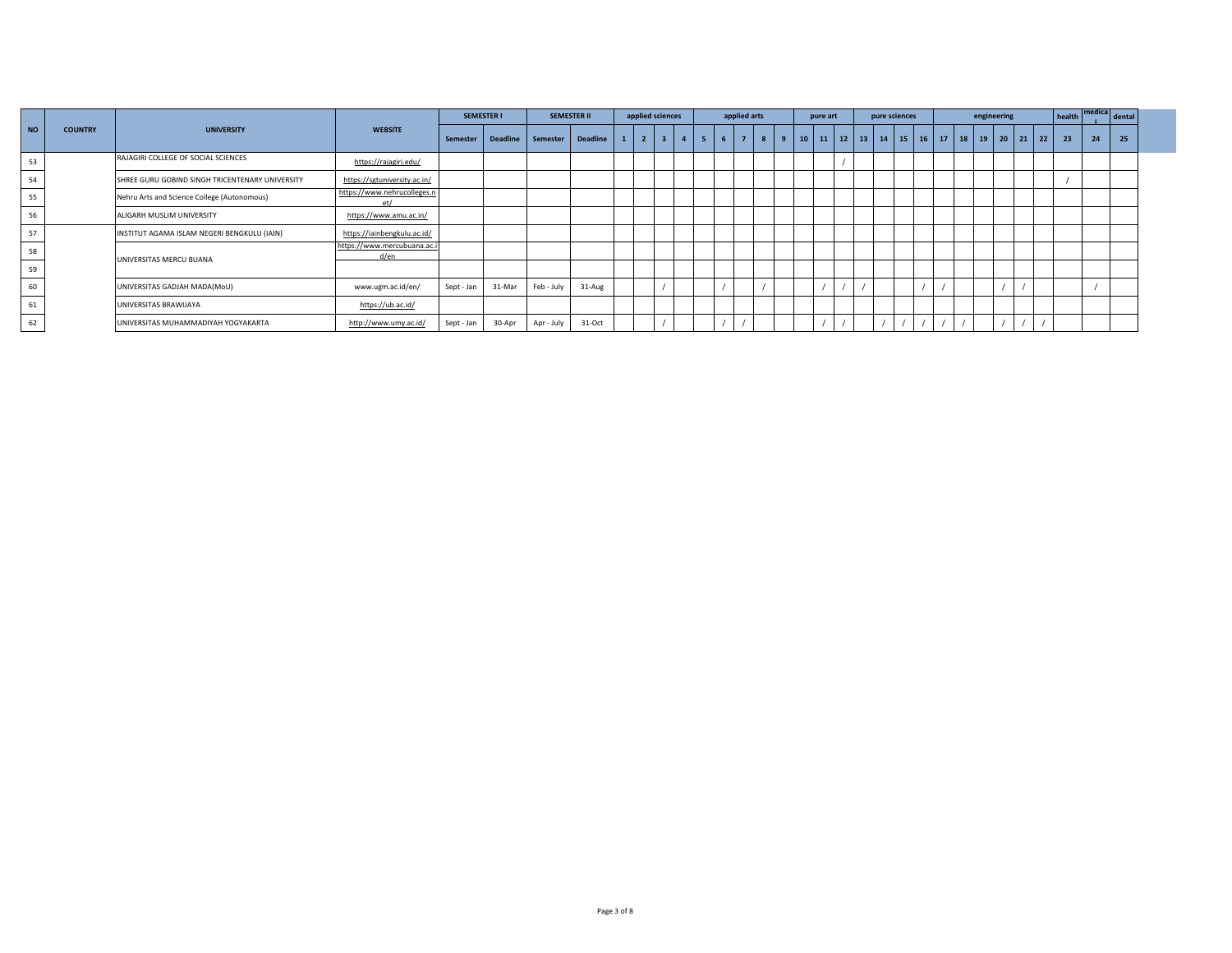| NO | COUNTRY | UNIVERSITY | WEBSITE | SEMESTER I | | SEMESTER II | | applied sciences | | | | applied arts | | | | | pure art | | | pure sciences | | | | engineering | | | | | | health | medical | dental |
|---|---|---|---|---|---|---|---|---|---|---|---|---|---|---|---|---|---|---|---|---|---|---|---|---|---|---|---|---|---|---|---|---|
| | | | | Semester | Deadline | Semester | Deadline | 1 | 2 | 3 | 4 | 5 | 6 | 7 | 8 | 9 | 10 | 11 | 12 | 13 | 14 | 15 | 16 | 17 | 18 | 19 | 20 | 21 | 22 | 23 | 24 | 25 |
| 53 | | RAJAGIRI COLLEGE OF SOCIAL SCIENCES | https://rajagiri.edu/ | | | | | | | | | | | | | | | | / | | | | | | | | | | | | | |
| 54 | | SHREE GURU GOBIND SINGH TRICENTENARY UNIVERSITY | https://sgtuniversity.ac.in/ | | | | | | | | | | | | | | | | | | | | | | | | | | | / | | |
| 55 | | Nehru Arts and Science College (Autonomous) | https://www.nehrucolleges.net/ | | | | | | | | | | | | | | | | | | | | | | | | | | | | | |
| 56 | | ALIGARH MUSLIM UNIVERSITY | https://www.amu.ac.in/ | | | | | | | | | | | | | | | | | | | | | | | | | | | | | |
| 57 | | INSTITUT AGAMA ISLAM NEGERI BENGKULU (IAIN) | https://iainbengkulu.ac.id/ | | | | | | | | | | | | | | | | | | | | | | | | | | | | | |
| 58 | | UNIVERSITAS MERCU BUANA | https://www.mercubuana.ac.id/en | | | | | | | | | | | | | | | | | | | | | | | | | | | | | |
| 59 | | | | | | | | | | | | | | | | | | | | | | | | | | | | | | | | |
| 60 | | UNIVERSITAS GADJAH MADA(MoU) | www.ugm.ac.id/en/ | Sept - Jan | 31-Mar | Feb - July | 31-Aug | | | / | | | / | | / | | | / | / | / | | | / | / | | | / | / | | | / | |
| 61 | | UNIVERSITAS BRAWIJAYA | https://ub.ac.id/ | | | | | | | | | | | | | | | | | | | | | | | | | | | | | |
| 62 | | UNIVERSITAS MUHAMMADIYAH YOGYAKARTA | http://www.umy.ac.id/ | Sept - Jan | 30-Apr | Apr - July | 31-Oct | | | / | | | / | / | | | | / | / | | / | / | / | / | / | | / | / | / | | | |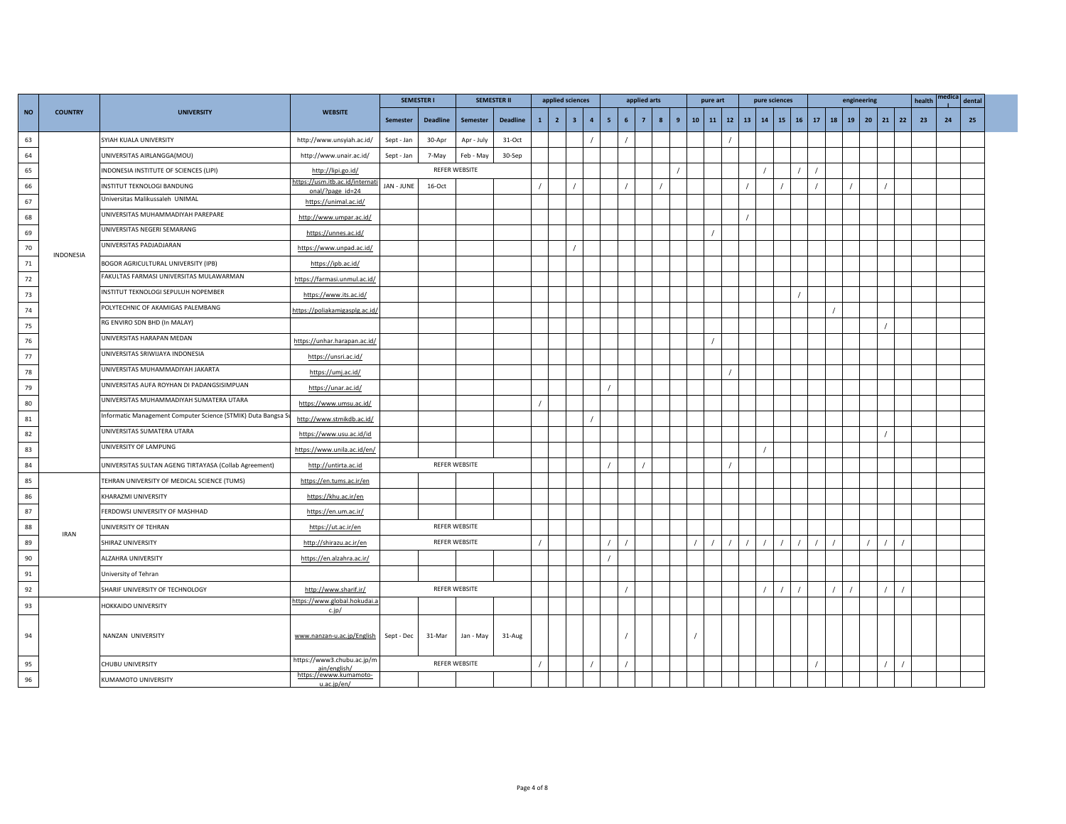| NO | COUNTRY | UNIVERSITY | WEBSITE | SEMESTER I | | SEMESTER II | | applied sciences | | | | applied arts | | | | | pure art | | | pure sciences | | | | engineering | | | | | | health | medical | dental |
|---|---|---|---|---|---|---|---|---|---|---|---|---|---|---|---|---|---|---|---|---|---|---|---|---|---|---|---|---|---|---|---|---|
| | | | | Semester | Deadline | Semester | Deadline | 1 | 2 | 3 | 4 | 5 | 6 | 7 | 8 | 9 | 10 | 11 | 12 | 13 | 14 | 15 | 16 | 17 | 18 | 19 | 20 | 21 | 22 | 23 | 24 | 25 |
| 63 | INDONESIA | SYIAH KUALA UNIVERSITY | http://www.unsyiah.ac.id/ | Sept - Jan | 30-Apr | Apr - July | 31-Oct | | | | / | | / | | | | | | / | | | | | | | | | | | | | |
| 64 | | UNIVERSITAS AIRLANGGA(MOU) | http://www.unair.ac.id/ | Sept - Jan | 7-May | Feb - May | 30-Sep | | | | | | | | | | | | | | | | | | | | | | | | | |
| 65 | | INDONESIA INSTITUTE OF SCIENCES (LIPI) | http://lipi.go.id/ | REFER WEBSITE | | | | | | | | | | | | / | | | | | / | | / | / | | | | | | | | |
| 66 | | INSTITUT TEKNOLOGI BANDUNG | https://usm.itb.ac.id/international/?page_id=24 | JAN - JUNE | 16-Oct | | | / | | / | | | / | | / | | | | | / | | / | | / | | / | | / | | | | |
| 67 | | Universitas Malikussaleh UNIMAL | https://unimal.ac.id/ | | | | | | | | | | | | | | | | | | | | | | | | | | | | | |
| 68 | | UNIVERSITAS MUHAMMADIYAH PAREPARE | http://www.umpar.ac.id/ | | | | | | | | | | | | | | | | | / | | | | | | | | | | | | |
| 69 | | UNIVERSITAS NEGERI SEMARANG | https://unnes.ac.id/ | | | | | | | | | | | | | | | / | | | | | | | | | | | | | | |
| 70 | | UNIVERSITAS PADJADJARAN | https://www.unpad.ac.id/ | | | | | | | / | | | | | | | | | | | | | | | | | | | | | | |
| 71 | | BOGOR AGRICULTURAL UNIVERSITY (IPB) | https://ipb.ac.id/ | | | | | | | | | | | | | | | | | | | | | | | | | | | | | |
| 72 | | FAKULTAS FARMASI UNIVERSITAS MULAWARMAN | https://farmasi.unmul.ac.id/ | | | | | | | | | | | | | | | | | | | | | | | | | | | | | |
| 73 | | INSTITUT TEKNOLOGI SEPULUH NOPEMBER | https://www.its.ac.id/ | | | | | | | | | | | | | | | | | | | | / | | | | | | | | | |
| 74 | | POLYTECHNIC OF AKAMIGAS PALEMBANG | https://poliakamigasplg.ac.id/ | | | | | | | | | | | | | | | | | | | | | | / | | | | | | | |
| 75 | | RG ENVIRO SDN BHD (In MALAY) | | | | | | | | | | | | | | | | | | | | | | | | | | / | | | | |
| 76 | | UNIVERSITAS HARAPAN MEDAN | https://unhar.harapan.ac.id/ | | | | | | | | | | | | | | | / | | | | | | | | | | | | | | |
| 77 | | UNIVERSITAS SRIWIJAYA INDONESIA | https://unsri.ac.id/ | | | | | | | | | | | | | | | | | | | | | | | | | | | | | |
| 78 | | UNIVERSITAS MUHAMMADIYAH JAKARTA | https://umj.ac.id/ | | | | | | | | | | | | | | | | / | | | | | | | | | | | | | |
| 79 | | UNIVERSITAS AUFA ROYHAN DI PADANGSISIMPUAN | https://unar.ac.id/ | | | | | | | | | / | | | | | | | | | | | | | | | | | | | | |
| 80 | | UNIVERSITAS MUHAMMADIYAH SUMATERA UTARA | https://www.umsu.ac.id/ | | | | | / | | | | | | | | | | | | | | | | | | | | | | | | |
| 81 | | Informatic Management Computer Science (STMIK) Duta Bangsa S | http://www.stmikdb.ac.id/ | | | | | | | | / | | | | | | | | | | | | | | | | | | | | | |
| 82 | | UNIVERSITAS SUMATERA UTARA | https://www.usu.ac.id/id | | | | | | | | | | | | | | | | | | | | | | | | | / | | | | |
| 83 | | UNIVERSITY OF LAMPUNG | https://www.unila.ac.id/en/ | | | | | | | | | | | | | | | | | | / | | | | | | | | | | | |
| 84 | | UNIVERSITAS SULTAN AGENG TIRTAYASA (Collab Agreement) | http://untirta.ac.id | REFER WEBSITE | | | | | | | | / | | / | | | | | / | | | | | | | | | | | | | |
| 85 | IRAN | TEHRAN UNIVERSITY OF MEDICAL SCIENCE (TUMS) | https://en.tums.ac.ir/en | | | | | | | | | | | | | | | | | | | | | | | | | | | | | |
| 86 | | KHARAZMI UNIVERSITY | https://khu.ac.ir/en | | | | | | | | | | | | | | | | | | | | | | | | | | | | | |
| 87 | | FERDOWSI UNIVERSITY OF MASHHAD | https://en.um.ac.ir/ | | | | | | | | | | | | | | | | | | | | | | | | | | | | | |
| 88 | | UNIVERSITY OF TEHRAN | https://ut.ac.ir/en | REFER WEBSITE | | | | | | | | | | | | | | | | | | | | | | | | | | | | |
| 89 | | SHIRAZ UNIVERSITY | http://shirazu.ac.ir/en | REFER WEBSITE | | | | / | | | | / | / | | | | / | / | / | / | / | / | / | / | / | | / | / | / | | | |
| 90 | | ALZAHRA UNIVERSITY | https://en.alzahra.ac.ir/ | | | | | | | | | / | | | | | | | | | | | | | | | | | | | | |
| 91 | | University of Tehran | | | | | | | | | | | | | | | | | | | | | | | | | | | | | | |
| 92 | | SHARIF UNIVERSITY OF TECHNOLOGY | http://www.sharif.ir/ | REFER WEBSITE | | | | | | | | | / | | | | | | | | / | / | / | | / | / | | / | / | | | |
| 93 | | HOKKAIDO UNIVERSITY | https://www.global.hokudai.ac.jp/ | | | | | | | | | | | | | | | | | | | | | | | | | | | | | |
| 94 | | NANZAN UNIVERSITY | www.nanzan-u.ac.jp/English | Sept - Dec | 31-Mar | Jan - May | 31-Aug | | | | | | / | | | | / | | | | | | | | | | | | | | | |
| 95 | | CHUBU UNIVERSITY | https://www3.chubu.ac.jp/main/english/ | REFER WEBSITE | | | | / | | | / | | / | | | | | | | | | | | / | | | | / | / | | | |
| 96 | | KUMAMOTO UNIVERSITY | https://ewww.kumamoto-u.ac.jp/en/ | | | | | | | | | | | | | | | | | | | | | | | | | | | | | |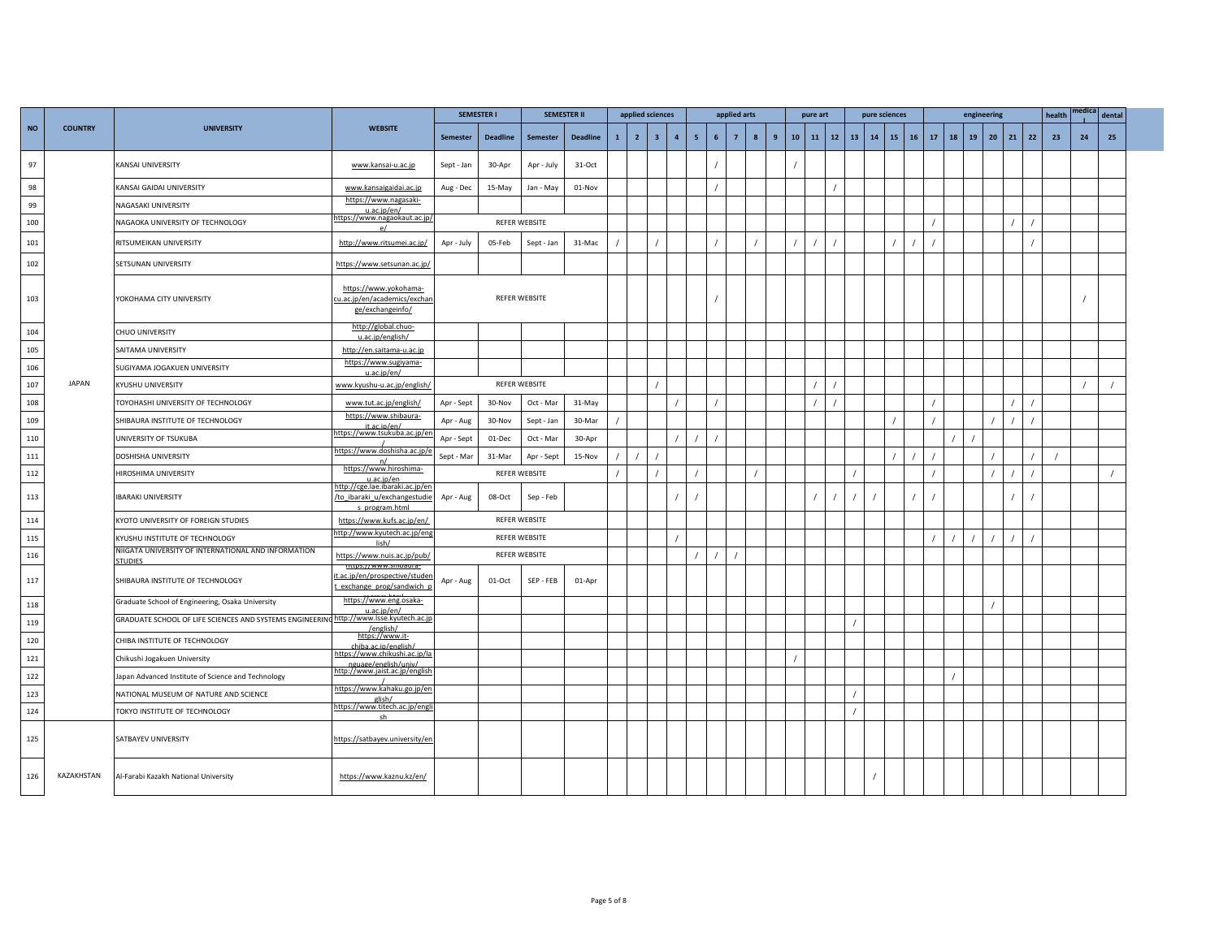| NO | COUNTRY | UNIVERSITY | WEBSITE | SEMESTER I | | SEMESTER II | | applied sciences | | | | applied arts | | | | | pure art | | | pure sciences | | | | engineering | | | | | | health | medical | dental |
|---|---|---|---|---|---|---|---|---|---|---|---|---|---|---|---|---|---|---|---|---|---|---|---|---|---|---|---|---|---|---|---|---|
| | | | | Semester | Deadline | Semester | Deadline | 1 | 2 | 3 | 4 | 5 | 6 | 7 | 8 | 9 | 10 | 11 | 12 | 13 | 14 | 15 | 16 | 17 | 18 | 19 | 20 | 21 | 22 | 23 | 24 | 25 |
| 97 | | KANSAI UNIVERSITY | www.kansai-u.ac.jp | Sept - Jan | 30-Apr | Apr - July | 31-Oct | | | | | | / | | | | / | | | | | | | | | | | | | | | |
| 98 | | KANSAI GAIDAI UNIVERSITY | www.kansaigaidai.ac.jp | Aug - Dec | 15-May | Jan - May | 01-Nov | | | | | | / | | | | | | / | | | | | | | | | | | | | |
| 99 | | NAGASAKI UNIVERSITY | https://www.nagasaki-u.ac.jp/en/ | | | | | | | | | | | | | | | | | | | | | | | | | | | | | |
| 100 | | NAGAOKA UNIVERSITY OF TECHNOLOGY | https://www.nagaokaut.ac.jp/e/ | REFER WEBSITE | | | | | | | | | | | | | | | | | | | | / | | | | / | / | | | |
| 101 | | RITSUMEIKAN UNIVERSITY | http://www.ritsumei.ac.jp/ | Apr - July | 05-Feb | Sept - Jan | 31-Mac | / | | / | | | / | | / | | / | / | / | | | / | / | / | | | | | / | | | |
| 102 | | SETSUNAN UNIVERSITY | https://www.setsunan.ac.jp/ | | | | | | | | | | | | | | | | | | | | | | | | | | | | | |
| 103 | | YOKOHAMA CITY UNIVERSITY | https://www.yokohama-cu.ac.jp/en/academics/exchange/exchangeinfo/ | REFER WEBSITE | | | | | | | | | / | | | | | | | | | | | | | | | | | | / | |
| 104 | | CHUO UNIVERSITY | http://global.chuo-u.ac.jp/english/ | | | | | | | | | | | | | | | | | | | | | | | | | | | | | |
| 105 | | SAITAMA UNIVERSITY | http://en.saitama-u.ac.jp | | | | | | | | | | | | | | | | | | | | | | | | | | | | | |
| 106 | | SUGIYAMA JOGAKUEN UNIVERSITY | https://www.sugiyama-u.ac.jp/en/ | | | | | | | | | | | | | | | | | | | | | | | | | | | | | |
| 107 | JAPAN | KYUSHU UNIVERSITY | www.kyushu-u.ac.jp/english/ | REFER WEBSITE | | | | | | / | | | | | | | | / | / | | | | | | | | | | | | / | / |
| 108 | | TOYOHASHI UNIVERSITY OF TECHNOLOGY | www.tut.ac.jp/english/ | Apr - Sept | 30-Nov | Oct - Mar | 31-May | | | | / | | / | | | | | / | / | | | | | / | | | | / | / | | | |
| 109 | | SHIBAURA INSTITUTE OF TECHNOLOGY | https://www.shibaura-it.ac.jp/en/ | Apr - Aug | 30-Nov | Sept - Jan | 30-Mar | / | | | | | | | | | | | | | | / | | / | | | / | / | / | | | |
| 110 | | UNIVERSITY OF TSUKUBA | https://www.tsukuba.ac.jp/en/ | Apr - Sept | 01-Dec | Oct - Mar | 30-Apr | | | | / | / | / | | | | | | | | | | | | / | / | | | | | | |
| 111 | | DOSHISHA UNIVERSITY | https://www.doshisha.ac.jp/en/ | Sept - Mar | 31-Mar | Apr - Sept | 15-Nov | / | / | / | | | | | | | | | | | | / | / | / | | | / | | / | / | | |
| 112 | | HIROSHIMA UNIVERSITY | https://www.hiroshima-u.ac.jp/en | REFER WEBSITE | | | | / | | / | | / | | | / | | | | | / | | | | / | | | / | / | / | | | / |
| 113 | | IBARAKI UNIVERSITY | http://cge.lae.ibaraki.ac.jp/en/to_ibaraki_u/exchangestudies_program.html | Apr - Aug | 08-Oct | Sep - Feb | | | | | / | / | | | | | | / | / | / | / | | / | / | | | | / | / | | | |
| 114 | | KYOTO UNIVERSITY OF FOREIGN STUDIES | https://www.kufs.ac.jp/en/ | REFER WEBSITE | | | | | | | | | | | | | | | | | | | | | | | | | | | | |
| 115 | | KYUSHU INSTITUTE OF TECHNOLOGY | http://www.kyutech.ac.jp/english/ | REFER WEBSITE | | | | | | | / | | | | | | | | | | | | | / | / | / | / | / | / | | | |
| 116 | | NIIGATA UNIVERSITY OF INTERNATIONAL AND INFORMATION STUDIES | https://www.nuis.ac.jp/pub/ | REFER WEBSITE | | | | | | | | / | / | / | | | | | | | | | | | | | | | | | | |
| 117 | | SHIBAURA INSTITUTE OF TECHNOLOGY | https://www.shibaura-it.ac.jp/en/prospective/student_exchange_prog/sandwich_p | Apr - Aug | 01-Oct | SEP - FEB | 01-Apr | | | | | | | | | | | | | | | | | | | | | | | | | |
| 118 | | Graduate School of Engineering, Osaka University | https://www.eng.osaka-u.ac.jp/en/ | | | | | | | | | | | | | | | | | | | | | | | | / | | | | | |
| 119 | | GRADUATE SCHOOL OF LIFE SCIENCES AND SYSTEMS ENGINEERING | http://www.lsse.kyutech.ac.jp/english/ | | | | | | | | | | | | | | | | | / | | | | | | | | | | | | |
| 120 | | CHIBA INSTITUTE OF TECHNOLOGY | https://www.it-chiba.ac.jp/english/ | | | | | | | | | | | | | | | | | | | | | | | | | | | | | |
| 121 | | Chikushi Jogakuen University | https://www.chikushi.ac.jp/language/english/univ/ | | | | | | | | | | | | | | / | | | | | | | | | | | | | | | |
| 122 | | Japan Advanced Institute of Science and Technology | http://www.jaist.ac.jp/english/ | | | | | | | | | | | | | | | | | | | | | | / | | | | | | | |
| 123 | | NATIONAL MUSEUM OF NATURE AND SCIENCE | https://www.kahaku.go.jp/english/ | | | | | | | | | | | | | | | | | / | | | | | | | | | | | | |
| 124 | | TOKYO INSTITUTE OF TECHNOLOGY | https://www.titech.ac.jp/english | | | | | | | | | | | | | | | | | / | | | | | | | | | | | | |
| 125 | | SATBAYEV UNIVERSITY | https://satbayev.university/en | | | | | | | | | | | | | | | | | | | | | | | | | | | | | |
| 126 | KAZAKHSTAN | Al-Farabi Kazakh National University | https://www.kaznu.kz/en/ | | | | | | | | | | | | | | | | | | / | | | | | | | | | | | |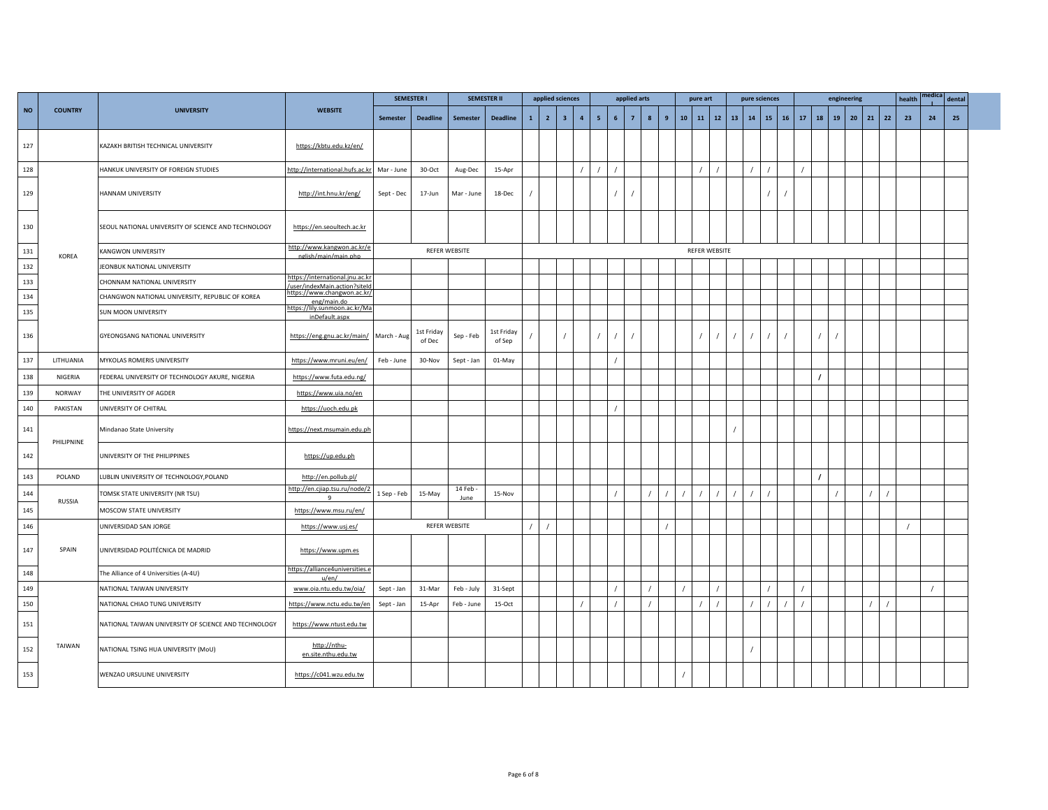| NO | COUNTRY | UNIVERSITY | WEBSITE | SEMESTER I | | SEMESTER II | | applied sciences | | | | applied arts | | | | | pure art | | | pure sciences | | | | engineering | | | | | | health | medical | dental |
|---|---|---|---|---|---|---|---|---|---|---|---|---|---|---|---|---|---|---|---|---|---|---|---|---|---|---|---|---|---|---|---|---|
| | | | | Semester | Deadline | Semester | Deadline | 1 | 2 | 3 | 4 | 5 | 6 | 7 | 8 | 9 | 10 | 11 | 12 | 13 | 14 | 15 | 16 | 17 | 18 | 19 | 20 | 21 | 22 | 23 | 24 | 25 |
| 127 | | KAZAKH BRITISH TECHNICAL UNIVERSITY | https://kbtu.edu.kz/en/ | | | | | | | | | | | | | | | | | | | | | | | | | | | | | |
| 128 | KOREA | HANKUK UNIVERSITY OF FOREIGN STUDIES | http://international.hufs.ac.kr | Mar - June | 30-Oct | Aug-Dec | 15-Apr | | | | / | / | / | | | | | / | / | | / | / | | / | | | | | | | | |
| 129 | | HANNAM UNIVERSITY | http://int.hnu.kr/eng/ | Sept - Dec | 17-Jun | Mar - June | 18-Dec | / | | | | | / | / | | | | | | | | / | / | | | | | | | | | |
| 130 | | SEOUL NATIONAL UNIVERSITY OF SCIENCE AND TECHNOLOGY | https://en.seoultech.ac.kr | | | | | | | | | | | | | | | | | | | | | | | | | | | | | |
| 131 | | KANGWON UNIVERSITY | http://www.kangwon.ac.kr/english/main/main.php | REFER WEBSITE | | | | | | | | | | | | | REFER WEBSITE | | | | | | | | | | | | | | | |
| 132 | | JEONBUK NATIONAL UNIVERSITY | | | | | | | | | | | | | | | | | | | | | | | | | | | | | | |
| 133 | | CHONNAM NATIONAL UNIVERSITY | https://international.jnu.ac.kr/user/indexMain.action?siteId | | | | | | | | | | | | | | | | | | | | | | | | | | | | | |
| 134 | | CHANGWON NATIONAL UNIVERSITY, REPUBLIC OF KOREA | https://www.changwon.ac.kr/eng/main.do | | | | | | | | | | | | | | | | | | | | | | | | | | | | | |
| 135 | | SUN MOON UNIVERSITY | https://lily.sunmoon.ac.kr/MainDefault.aspx | | | | | | | | | | | | | | | | | | | | | | | | | | | | | |
| 136 | | GYEONGSANG NATIONAL UNIVERSITY | https://eng.gnu.ac.kr/main/ | March - Aug | 1st Friday of Dec | Sep - Feb | 1st Friday of Sep | / | | / | | / | / | / | | | | / | / | / | / | / | / | | / | / | | | | | | |
| 137 | LITHUANIA | MYKOLAS ROMERIS UNIVERSITY | https://www.mruni.eu/en/ | Feb - June | 30-Nov | Sept - Jan | 01-May | | | | | | / | | | | | | | | | | | | | | | | | | | |
| 138 | NIGERIA | FEDERAL UNIVERSITY OF TECHNOLOGY AKURE, NIGERIA | https://www.futa.edu.ng/ | | | | | | | | | | | | | | | | | | | | | | / | | | | | | | |
| 139 | NORWAY | THE UNIVERSITY OF AGDER | https://www.uia.no/en | | | | | | | | | | | | | | | | | | | | | | | | | | | | | |
| 140 | PAKISTAN | UNIVERSITY OF CHITRAL | https://uoch.edu.pk | | | | | | | | | | / | | | | | | | | | | | | | | | | | | | |
| 141 | PHILIPNINE | Mindanao State University | https://next.msumain.edu.ph | | | | | | | | | | | | | | | | | / | | | | | | | | | | | | |
| 142 | | UNIVERSITY OF THE PHILIPPINES | https://up.edu.ph | | | | | | | | | | | | | | | | | | | | | | | | | | | | | |
| 143 | POLAND | LUBLIN UNIVERSITY OF TECHNOLOGY,POLAND | http://en.pollub.pl/ | | | | | | | | | | | | | | | | | | | | | | / | | | | | | | |
| 144 | RUSSIA | TOMSK STATE UNIVERSITY (NR TSU) | http://en.cjiap.tsu.ru/node/29 | 1 Sep - Feb | 15-May | 14 Feb - June | 15-Nov | | | | | | / | | / | / | / | / | / | / | / | / | | | | / | | / | / | | | |
| 145 | | MOSCOW STATE UNIVERSITY | https://www.msu.ru/en/ | | | | | | | | | | | | | | | | | | | | | | | | | | | | | |
| 146 | SPAIN | UNIVERSIDAD SAN JORGE | https://www.usj.es/ | REFER WEBSITE | | | | / | / | | | | | | | / | | | | | | | | | | | | | | / | | |
| 147 | | UNIVERSIDAD POLITÉCNICA DE MADRID | https://www.upm.es | | | | | | | | | | | | | | | | | | | | | | | | | | | | | |
| 148 | | The Alliance of 4 Universities (A-4U) | https://alliance4universities.eu/en/ | | | | | | | | | | | | | | | | | | | | | | | | | | | | | |
| 149 | TAIWAN | NATIONAL TAIWAN UNIVERSITY | www.oia.ntu.edu.tw/oia/ | Sept - Jan | 31-Mar | Feb - July | 31-Sept | | | | | | / | | / | | / | | / | | | / | | / | | | | | | | / | |
| 150 | | NATIONAL CHIAO TUNG UNIVERSITY | https://www.nctu.edu.tw/en | Sept - Jan | 15-Apr | Feb - June | 15-Oct | | | | / | | / | | / | | | / | / | | / | / | / | / | | | | / | / | | | |
| 151 | | NATIONAL TAIWAN UNIVERSITY OF SCIENCE AND TECHNOLOGY | https://www.ntust.edu.tw | | | | | | | | | | | | | | | | | | | | | | | | | | | | | |
| 152 | | NATIONAL TSING HUA UNIVERSITY (MoU) | http://nthu-en.site.nthu.edu.tw | | | | | | | | | | | | | | | | | | / | | | | | | | | | | | |
| 153 | | WENZAO URSULINE UNIVERSITY | https://c041.wzu.edu.tw | | | | | | | | | | | | | | / | | | | | | | | | | | | | | | |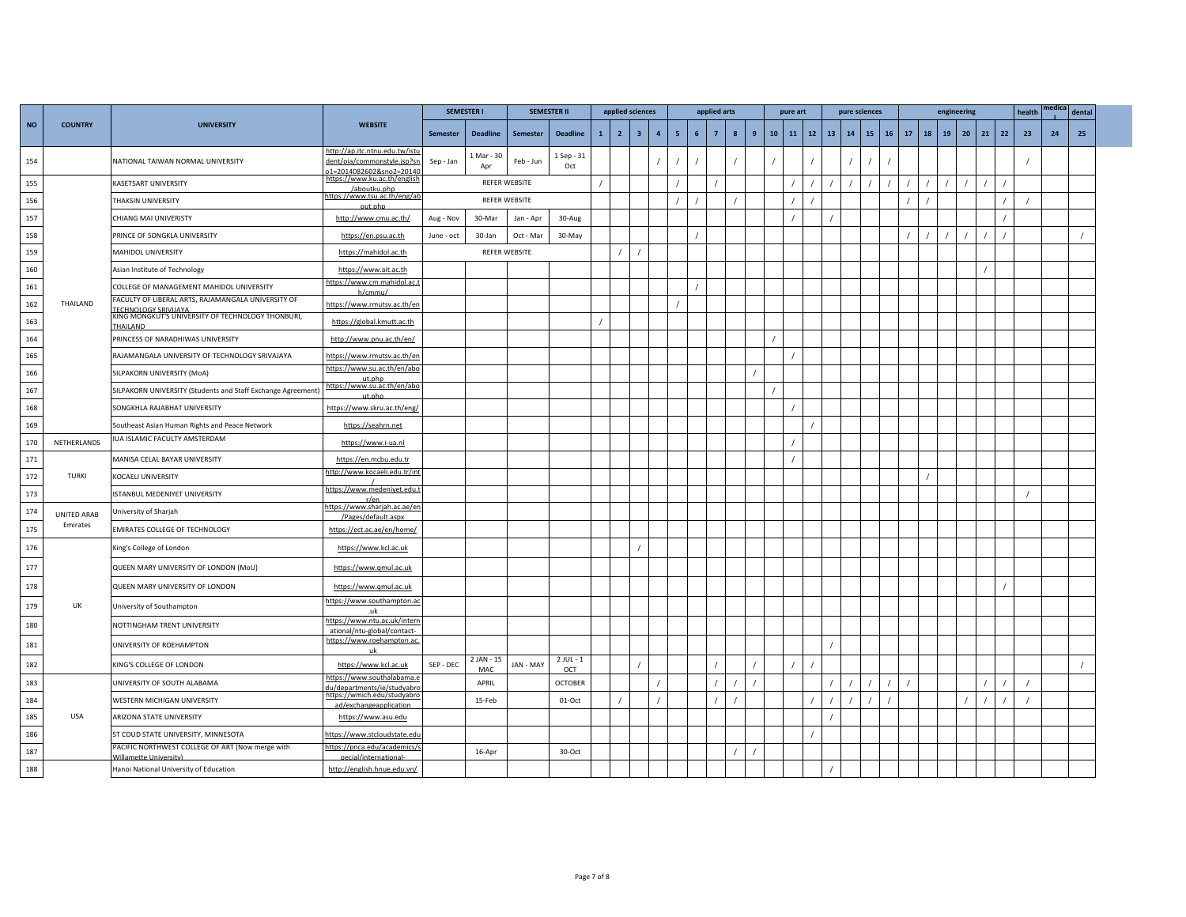| NO | COUNTRY | UNIVERSITY | WEBSITE | SEMESTER I | | SEMESTER II | | applied sciences | | | | applied arts | | | | | pure art | | | pure sciences | | | | engineering | | | | | | health | medical | dental |
|---|---|---|---|---|---|---|---|---|---|---|---|---|---|---|---|---|---|---|---|---|---|---|---|---|---|---|---|---|---|---|---|---|
| | | | | Semester | Deadline | Semester | Deadline | 1 | 2 | 3 | 4 | 5 | 6 | 7 | 8 | 9 | 10 | 11 | 12 | 13 | 14 | 15 | 16 | 17 | 18 | 19 | 20 | 21 | 22 | 23 | 24 | 25 |
| 154 | | NATIONAL TAIWAN NORMAL UNIVERSITY | http://ap.itc.ntnu.edu.tw/istudent/oia/commonstyle.jsp?sno1=2014082602&sno2=20140 | Sep - Jan | 1 Mar - 30 Apr | Feb - Jun | 1 Sep - 31 Oct | | | | / | / | / | | / | | / | | / | | / | / | / | | | | | | | / | | |
| 155 | THAILAND | KASETSART UNIVERSITY | https://www.ku.ac.th/english/aboutku.php | REFER WEBSITE | | | | / | | | | / | | / | | | | / | / | / | / | / | / | / | / | / | / | / | / | | | |
| 156 | THAILAND | THAKSIN UNIVERSITY | https://www.tsu.ac.th/eng/about.php | REFER WEBSITE | | | | | | | | / | / | | / | | | / | / | | | | | / | / | | | | / | / | | |
| 157 | THAILAND | CHIANG MAI UNIVERISTY | http://www.cmu.ac.th/ | Aug - Nov | 30-Mar | Jan - Apr | 30-Aug | | | | | | | | | | | / | | / | | | | | | | | | / | | | |
| 158 | THAILAND | PRINCE OF SONGKLA UNIVERSITY | https://en.psu.ac.th | June - oct | 30-Jan | Oct - Mar | 30-May | | | | | | / | | | | | | | | | | | / | / | / | / | / | / | | | / |
| 159 | THAILAND | MAHIDOL UNIVERSITY | https://mahidol.ac.th | REFER WEBSITE | | | | | / | / | | | | | | | | | | | | | | | | | | | | | | |
| 160 | THAILAND | Asian Institute of Technology | https://www.ait.ac.th | | | | | | | | | | | | | | | | | | | | | | | | | / | | | | |
| 161 | THAILAND | COLLEGE OF MANAGEMENT MAHIDOL UNIVERSITY | https://www.cm.mahidol.ac.th/cmmu/ | | | | | | | | | | / | | | | | | | | | | | | | | | | | | | |
| 162 | THAILAND | FACULTY OF LIBERAL ARTS, RAJAMANGALA UNIVERSITY OF TECHNOLOGY SRIVIJAYA | https://www.rmutsv.ac.th/en | | | | | | | | | / | | | | | | | | | | | | | | | | | | | | |
| 163 | THAILAND | KING MONGKUT'S UNIVERSITY OF TECHNOLOGY THONBURI, THAILAND | https://global.kmutt.ac.th | | | | | / | | | | | | | | | | | | | | | | | | | | | | | | |
| 164 | THAILAND | PRINCESS OF NARADHIWAS UNIVERSITY | http://www.pnu.ac.th/en/ | | | | | | | | | | | | | | / | | | | | | | | | | | | | | | |
| 165 | THAILAND | RAJAMANGALA UNIVERSITY OF TECHNOLOGY SRIVAJAYA | https://www.rmutsv.ac.th/en | | | | | | | | | | | | | | | / | | | | | | | | | | | | | | |
| 166 | THAILAND | SILPAKORN UNIVERSITY (MoA) | https://www.su.ac.th/en/about.php | | | | | | | | | | | | | / | | | | | | | | | | | | | | | | |
| 167 | THAILAND | SILPAKORN UNIVERSITY (Students and Staff Exchange Agreement) | https://www.su.ac.th/en/about.php | | | | | | | | | | | | | | / | | | | | | | | | | | | | | | |
| 168 | THAILAND | SONGKHLA RAJABHAT UNIVERSITY | https://www.skru.ac.th/eng/ | | | | | | | | | | | | | | | / | | | | | | | | | | | | | | |
| 169 | THAILAND | Southeast Asian Human Rights and Peace Network | https://seahrn.net | | | | | | | | | | | | | | | | / | | | | | | | | | | | | | |
| 170 | NETHERLANDS | IUA ISLAMIC FACULTY AMSTERDAM | https://www.i-ua.nl | | | | | | | | | | | | | | | / | | | | | | | | | | | | | | |
| 171 | TURKI | MANISA CELAL BAYAR UNIVERSITY | https://en.mcbu.edu.tr | | | | | | | | | | | | | | | / | | | | | | | | | | | | | | |
| 172 | TURKI | KOCAELI UNIVERSITY | http://www.kocaeli.edu.tr/int/ | | | | | | | | | | | | | | | | | | | | | | / | | | | | | | |
| 173 | TURKI | ISTANBUL MEDENIYET UNIVERSITY | https://www.medeniyet.edu.tr/en | | | | | | | | | | | | | | | | | | | | | | | | | | | / | | |
| 174 | UNITED ARAB Emirates | University of Sharjah | https://www.sharjah.ac.ae/en/Pages/default.aspx | | | | | | | | | | | | | | | | | | | | | | | | | | | | | |
| 175 | UNITED ARAB Emirates | EMIRATES COLLEGE OF TECHNOLOGY | https://ect.ac.ae/en/home/ | | | | | | | | | | | | | | | | | | | | | | | | | | | | | |
| 176 | UK | King's College of London | https://www.kcl.ac.uk | | | | | | | / | | | | | | | | | | | | | | | | | | | | | | |
| 177 | UK | QUEEN MARY UNIVERSITY OF LONDON (MoU) | https://www.qmul.ac.uk | | | | | | | | | | | | | | | | | | | | | | | | | | | | | |
| 178 | UK | QUEEN MARY UNIVERSITY OF LONDON | https://www.qmul.ac.uk | | | | | | | | | | | | | | | | | | | | | | | | | | / | | | |
| 179 | UK | University of Southampton | https://www.southampton.ac.uk | | | | | | | | | | | | | | | | | | | | | | | | | | | | | |
| 180 | UK | NOTTINGHAM TRENT UNIVERSITY | https://www.ntu.ac.uk/international/ntu-global/contact- | | | | | | | | | | | | | | | | | | | | | | | | | | | | | |
| 181 | UK | UNIVERSITY OF ROEHAMPTON | https://www.roehampton.ac.uk | | | | | | | | | | | | | | | | | / | | | | | | | | | | | | |
| 182 | UK | KING'S COLLEGE OF LONDON | https://www.kcl.ac.uk | SEP - DEC | 2 JAN - 15 MAC | JAN - MAY | 2 JUL - 1 OCT | | | / | | | | / | | / | | / | / | | | | | | | | | | | | | / |
| 183 | USA | UNIVERSITY OF SOUTH ALABAMA | https://www.southalabama.edu/departments/ie/studyabro | | APRIL | | OCTOBER | | | | / | | | / | / | / | | | | / | / | / | / | / | | | | / | / | / | | |
| 184 | USA | WESTERN MICHIGAN UNIVERSITY | https://wmich.edu/studyabroad/exchangeapplication | | 15-Feb | | 01-Oct | | / | | / | | | / | / | | | | / | / | / | / | / | | | | / | / | / | / | | |
| 185 | USA | ARIZONA STATE UNIVERSITY | https://www.asu.edu | | | | | | | | | | | | | | | | | / | | | | | | | | | | | | |
| 186 | USA | ST COUD STATE UNIVERSITY, MINNESOTA | https://www.stcloudstate.edu | | | | | | | | | | | | | | | | / | | | | | | | | | | | | | |
| 187 | USA | PACIFIC NORTHWEST COLLEGE OF ART (Now merge with Willamette University) | https://pnca.edu/academics/special/international- | | 16-Apr | | 30-Oct | | | | | | | | / | / | | | | | | | | | | | | | | | | |
| 188 | | Hanoi National University of Education | http://english.hnue.edu.vn/ | | | | | | | | | | | | | | | | | / | | | | | | | | | | | | |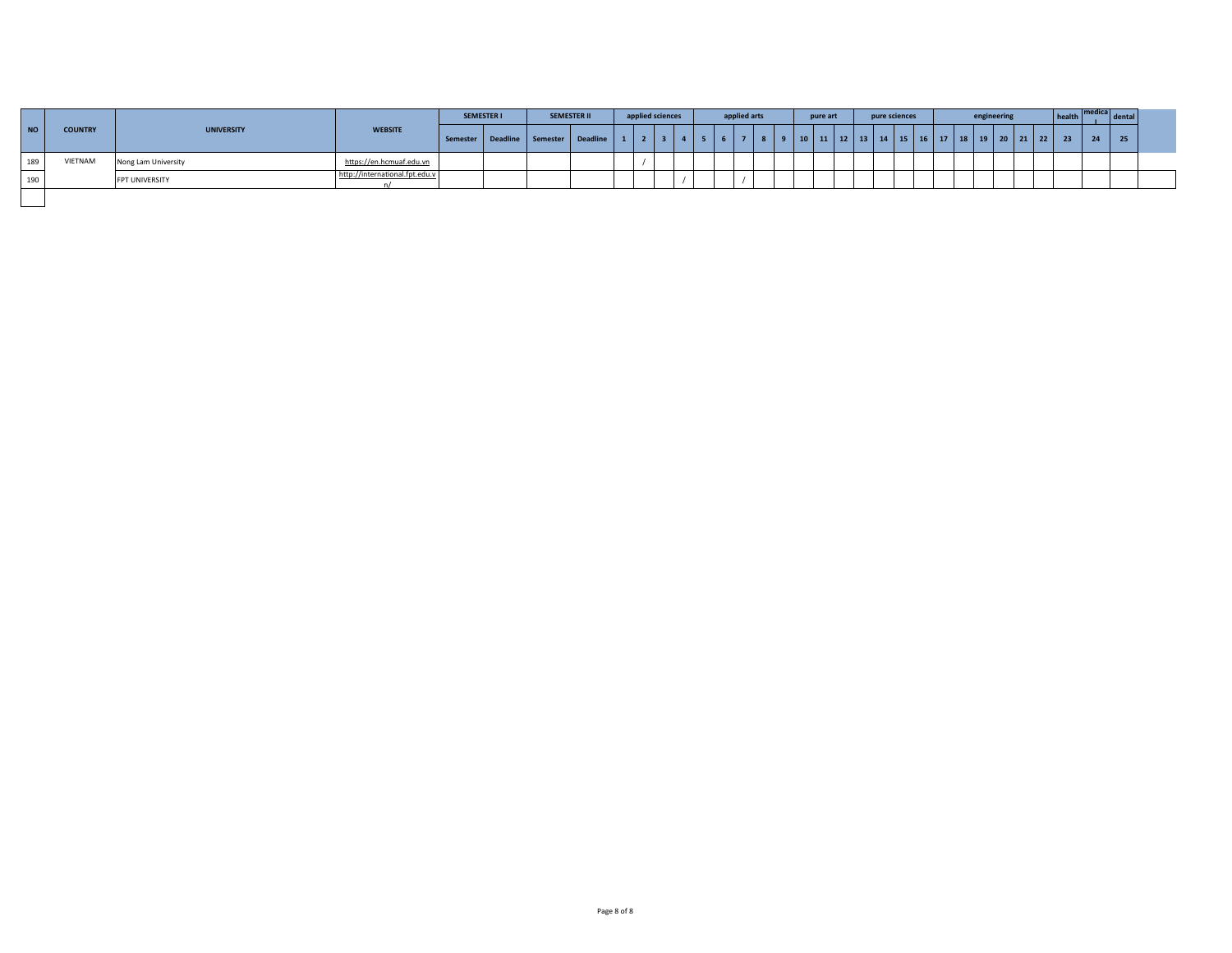| NO | COUNTRY | UNIVERSITY | WEBSITE | SEMESTER I | | SEMESTER II | | applied sciences | | | | applied arts | | | | | pure art | | | pure sciences | | | | engineering | | | | | | health | medical | dental |
|---|---|---|---|---|---|---|---|---|---|---|---|---|---|---|---|---|---|---|---|---|---|---|---|---|---|---|---|---|---|---|---|---|
| | | | | Semester | Deadline | Semester | Deadline | 1 | 2 | 3 | 4 | 5 | 6 | 7 | 8 | 9 | 10 | 11 | 12 | 13 | 14 | 15 | 16 | 17 | 18 | 19 | 20 | 21 | 22 | 23 | 24 | 25 |
| 189 | VIETNAM | Nong Lam University | https://en.hcmuaf.edu.vn | | | | | | / | | | | | | | | | | | | | | | | | | | | | | | |
| 190 | | FPT UNIVERSITY | http://international.fpt.edu.vn/ | | | | | | | | / | | | / | | | | | | | | | | | | | | | | | | |